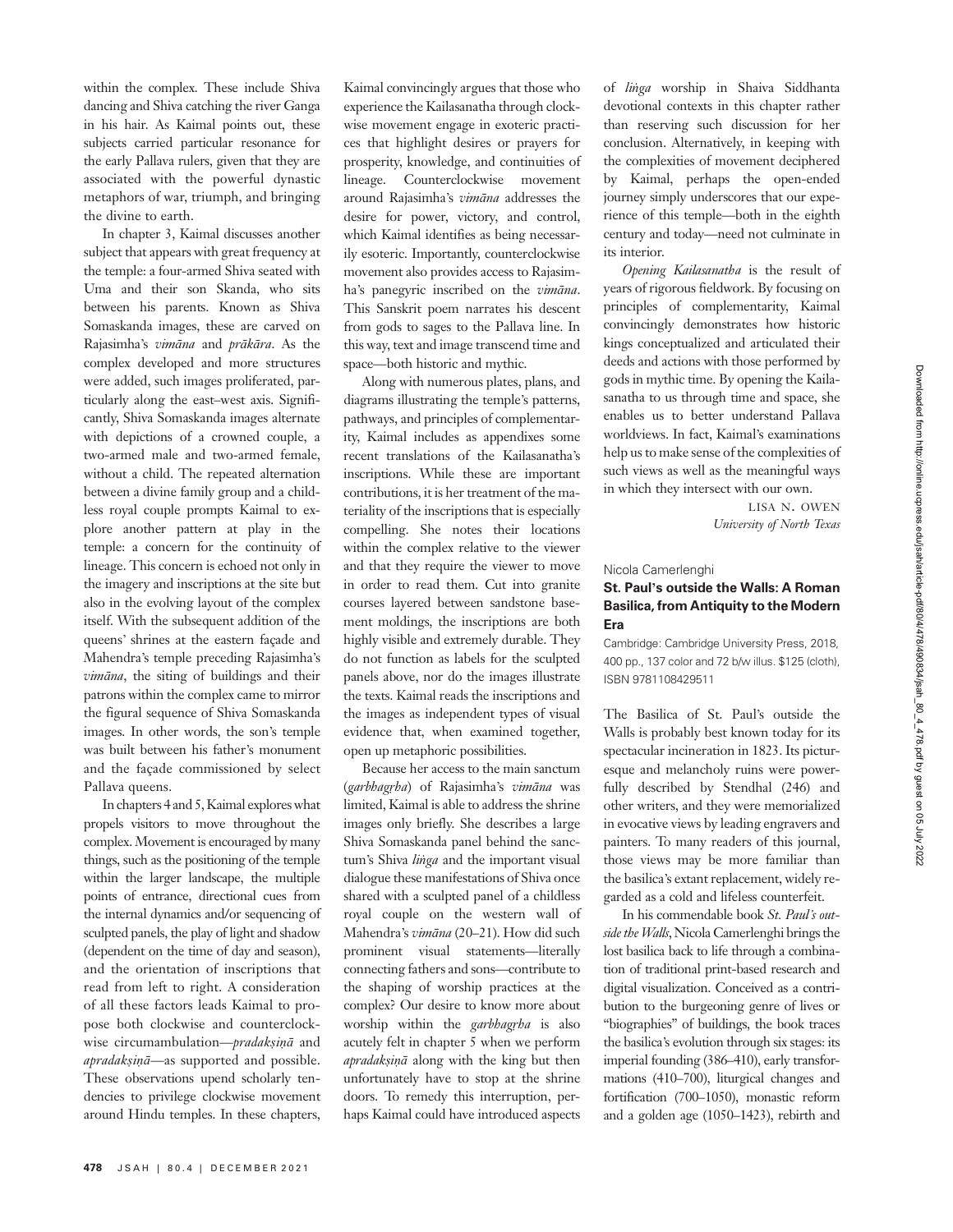within the complex. These include Shiva dancing and Shiva catching the river Ganga in his hair. As Kaimal points out, these subjects carried particular resonance for the early Pallava rulers, given that they are associated with the powerful dynastic metaphors of war, triumph, and bringing the divine to earth.

In chapter 3, Kaimal discusses another subject that appears with great frequency at the temple: a four-armed Shiva seated with Uma and their son Skanda, who sits between his parents. Known as Shiva Somaskanda images, these are carved on Rajasimha's *vimāna* and *prākāra*. As the complex developed and more structures were added, such images proliferated, particularly along the east–west axis. Significantly, Shiva Somaskanda images alternate with depictions of a crowned couple, a two-armed male and two-armed female, without a child. The repeated alternation between a divine family group and a childless royal couple prompts Kaimal to explore another pattern at play in the temple: a concern for the continuity of lineage. This concern is echoed not only in the imagery and inscriptions at the site but also in the evolving layout of the complex itself. With the subsequent addition of the queens' shrines at the eastern façade and Mahendra's temple preceding Rajasimha's *vimāna*, the siting of buildings and their patrons within the complex came to mirror the figural sequence of Shiva Somaskanda images. In other words, the son's temple was built between his father's monument and the façade commissioned by select Pallava queens.

In chapters 4 and 5, Kaimal explores what propels visitors to move throughout the complex. Movement is encouraged by many things, such as the positioning of the temple within the larger landscape, the multiple points of entrance, directional cues from the internal dynamics and/or sequencing of sculpted panels, the play of light and shadow (dependent on the time of day and season), and the orientation of inscriptions that read from left to right. A consideration of all these factors leads Kaimal to propose both clockwise and counterclockwise circumambulation—*pradakṣiṇā* and *apradakṣiṇā*—as supported and possible. These observations upend scholarly tendencies to privilege clockwise movement around Hindu temples. In these chapters, Kaimal convincingly argues that those who experience the Kailasanatha through clockwise movement engage in exoteric practices that highlight desires or prayers for prosperity, knowledge, and continuities of lineage. Counterclockwise movement around Rajasimha's *vimāna* addresses the desire for power, victory, and control, which Kaimal identifies as being necessarily esoteric. Importantly, counterclockwise movement also provides access to Rajasimha's panegyric inscribed on the *vimāna*. This Sanskrit poem narrates his descent from gods to sages to the Pallava line. In this way, text and image transcend time and space—both historic and mythic.

Along with numerous plates, plans, and diagrams illustrating the temple's patterns, pathways, and principles of complementarity, Kaimal includes as appendixes some recent translations of the Kailasanatha's inscriptions. While these are important contributions, it is her treatment of the materiality of the inscriptions that is especially compelling. She notes their locations within the complex relative to the viewer and that they require the viewer to move in order to read them. Cut into granite courses layered between sandstone basement moldings, the inscriptions are both highly visible and extremely durable. They do not function as labels for the sculpted panels above, nor do the images illustrate the texts. Kaimal reads the inscriptions and the images as independent types of visual evidence that, when examined together, open up metaphoric possibilities.

Because her access to the main sanctum (*garbhagrha*) of Rajasimha's *vimāna* was limited, Kaimal is able to address the shrine images only briefly. She describes a large Shiva Somaskanda panel behind the sanctum's Shiva *liṅga* and the important visual dialogue these manifestations of Shiva once shared with a sculpted panel of a childless royal couple on the western wall of Mahendra's *vimāna* (20–21). How did such prominent visual statements—literally connecting fathers and sons—contribute to the shaping of worship practices at the complex? Our desire to know more about worship within the *garbhagrha* is also acutely felt in chapter 5 when we perform *apradakṣiṇā* along with the king but then unfortunately have to stop at the shrine doors. To remedy this interruption, perhaps Kaimal could have introduced aspects of *liṅga* worship in Shaiva Siddhanta devotional contexts in this chapter rather than reserving such discussion for her conclusion. Alternatively, in keeping with the complexities of movement deciphered by Kaimal, perhaps the open-ended journey simply underscores that our experience of this temple—both in the eighth century and today—need not culminate in its interior.

*Opening Kailasanatha* is the result of years of rigorous fieldwork. By focusing on principles of complementarity, Kaimal convincingly demonstrates how historic kings conceptualized and articulated their deeds and actions with those performed by gods in mythic time. By opening the Kailasanatha to us through time and space, she enables us to better understand Pallava worldviews. In fact, Kaimal's examinations help us to make sense of the complexities of such views as well as the meaningful ways in which they intersect with our own.

LISA N. OWEN
*University of North Texas*

Nicola Camerlenghi

## St. Paul's outside the Walls: A Roman Basilica, from Antiquity to the Modern Era

Cambridge: Cambridge University Press, 2018, 400 pp., 137 color and 72 b/w illus. $125 (cloth), ISBN 9781108429511

The Basilica of St. Paul's outside the Walls is probably best known today for its spectacular incineration in 1823. Its picturesque and melancholy ruins were powerfully described by Stendhal (246) and other writers, and they were memorialized in evocative views by leading engravers and painters. To many readers of this journal, those views may be more familiar than the basilica's extant replacement, widely regarded as a cold and lifeless counterfeit.

In his commendable book *St. Paul's outside the Walls*, Nicola Camerlenghi brings the lost basilica back to life through a combination of traditional print-based research and digital visualization. Conceived as a contribution to the burgeoning genre of lives or "biographies" of buildings, the book traces the basilica's evolution through six stages: its imperial founding (386–410), early transformations (410–700), liturgical changes and fortification (700–1050), monastic reform and a golden age (1050–1423), rebirth and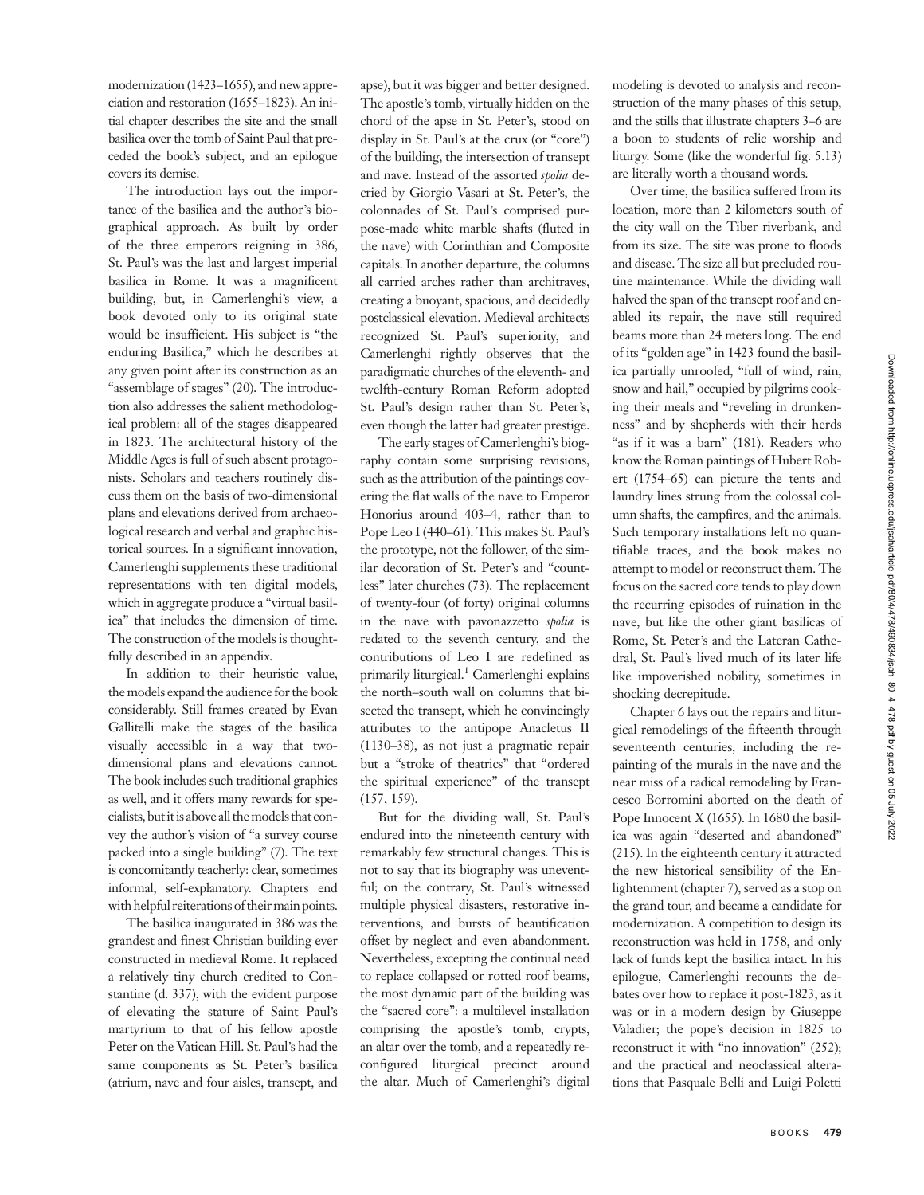modernization (1423–1655), and new appreciation and restoration (1655–1823). An initial chapter describes the site and the small basilica over the tomb of Saint Paul that preceded the book's subject, and an epilogue covers its demise.

The introduction lays out the importance of the basilica and the author's biographical approach. As built by order of the three emperors reigning in 386, St. Paul's was the last and largest imperial basilica in Rome. It was a magnificent building, but, in Camerlenghi's view, a book devoted only to its original state would be insufficient. His subject is "the enduring Basilica," which he describes at any given point after its construction as an "assemblage of stages" (20). The introduction also addresses the salient methodological problem: all of the stages disappeared in 1823. The architectural history of the Middle Ages is full of such absent protagonists. Scholars and teachers routinely discuss them on the basis of two-dimensional plans and elevations derived from archaeological research and verbal and graphic historical sources. In a significant innovation, Camerlenghi supplements these traditional representations with ten digital models, which in aggregate produce a "virtual basilica" that includes the dimension of time. The construction of the models is thoughtfully described in an appendix.

In addition to their heuristic value, the models expand the audience for the book considerably. Still frames created by Evan Gallitelli make the stages of the basilica visually accessible in a way that two-dimensional plans and elevations cannot. The book includes such traditional graphics as well, and it offers many rewards for specialists, but it is above all the models that convey the author's vision of "a survey course packed into a single building" (7). The text is concomitantly teacherly: clear, sometimes informal, self-explanatory. Chapters end with helpful reiterations of their main points.

The basilica inaugurated in 386 was the grandest and finest Christian building ever constructed in medieval Rome. It replaced a relatively tiny church credited to Constantine (d. 337), with the evident purpose of elevating the stature of Saint Paul's martyrium to that of his fellow apostle Peter on the Vatican Hill. St. Paul's had the same components as St. Peter's basilica (atrium, nave and four aisles, transept, and apse), but it was bigger and better designed. The apostle's tomb, virtually hidden on the chord of the apse in St. Peter's, stood on display in St. Paul's at the crux (or "core") of the building, the intersection of transept and nave. Instead of the assorted *spolia* decried by Giorgio Vasari at St. Peter's, the colonnades of St. Paul's comprised purpose-made white marble shafts (fluted in the nave) with Corinthian and Composite capitals. In another departure, the columns all carried arches rather than architraves, creating a buoyant, spacious, and decidedly postclassical elevation. Medieval architects recognized St. Paul's superiority, and Camerlenghi rightly observes that the paradigmatic churches of the eleventh- and twelfth-century Roman Reform adopted St. Paul's design rather than St. Peter's, even though the latter had greater prestige.

The early stages of Camerlenghi's biography contain some surprising revisions, such as the attribution of the paintings covering the flat walls of the nave to Emperor Honorius around 403–4, rather than to Pope Leo I (440–61). This makes St. Paul's the prototype, not the follower, of the similar decoration of St. Peter's and "countless" later churches (73). The replacement of twenty-four (of forty) original columns in the nave with pavonazzetto *spolia* is redated to the seventh century, and the contributions of Leo I are redefined as primarily liturgical.[1] Camerlenghi explains the north–south wall on columns that bisected the transept, which he convincingly attributes to the antipope Anacletus II (1130–38), as not just a pragmatic repair but a "stroke of theatrics" that "ordered the spiritual experience" of the transept (157, 159).

But for the dividing wall, St. Paul's endured into the nineteenth century with remarkably few structural changes. This is not to say that its biography was uneventful; on the contrary, St. Paul's witnessed multiple physical disasters, restorative interventions, and bursts of beautification offset by neglect and even abandonment. Nevertheless, excepting the continual need to replace collapsed or rotted roof beams, the most dynamic part of the building was the "sacred core": a multilevel installation comprising the apostle's tomb, crypts, an altar over the tomb, and a repeatedly reconfigured liturgical precinct around the altar. Much of Camerlenghi's digital modeling is devoted to analysis and reconstruction of the many phases of this setup, and the stills that illustrate chapters 3–6 are a boon to students of relic worship and liturgy. Some (like the wonderful fig. 5.13) are literally worth a thousand words.

Over time, the basilica suffered from its location, more than 2 kilometers south of the city wall on the Tiber riverbank, and from its size. The site was prone to floods and disease. The size all but precluded routine maintenance. While the dividing wall halved the span of the transept roof and enabled its repair, the nave still required beams more than 24 meters long. The end of its "golden age" in 1423 found the basilica partially unroofed, "full of wind, rain, snow and hail," occupied by pilgrims cooking their meals and "reveling in drunkenness" and by shepherds with their herds "as if it was a barn" (181). Readers who know the Roman paintings of Hubert Robert (1754–65) can picture the tents and laundry lines strung from the colossal column shafts, the campfires, and the animals. Such temporary installations left no quantifiable traces, and the book makes no attempt to model or reconstruct them. The focus on the sacred core tends to play down the recurring episodes of ruination in the nave, but like the other giant basilicas of Rome, St. Peter's and the Lateran Cathedral, St. Paul's lived much of its later life like impoverished nobility, sometimes in shocking decrepitude.

Chapter 6 lays out the repairs and liturgical remodelings of the fifteenth through seventeenth centuries, including the repainting of the murals in the nave and the near miss of a radical remodeling by Francesco Borromini aborted on the death of Pope Innocent X (1655). In 1680 the basilica was again "deserted and abandoned" (215). In the eighteenth century it attracted the new historical sensibility of the Enlightenment (chapter 7), served as a stop on the grand tour, and became a candidate for modernization. A competition to design its reconstruction was held in 1758, and only lack of funds kept the basilica intact. In his epilogue, Camerlenghi recounts the debates over how to replace it post-1823, as it was or in a modern design by Giuseppe Valadier; the pope's decision in 1825 to reconstruct it with "no innovation" (252); and the practical and neoclassical alterations that Pasquale Belli and Luigi Poletti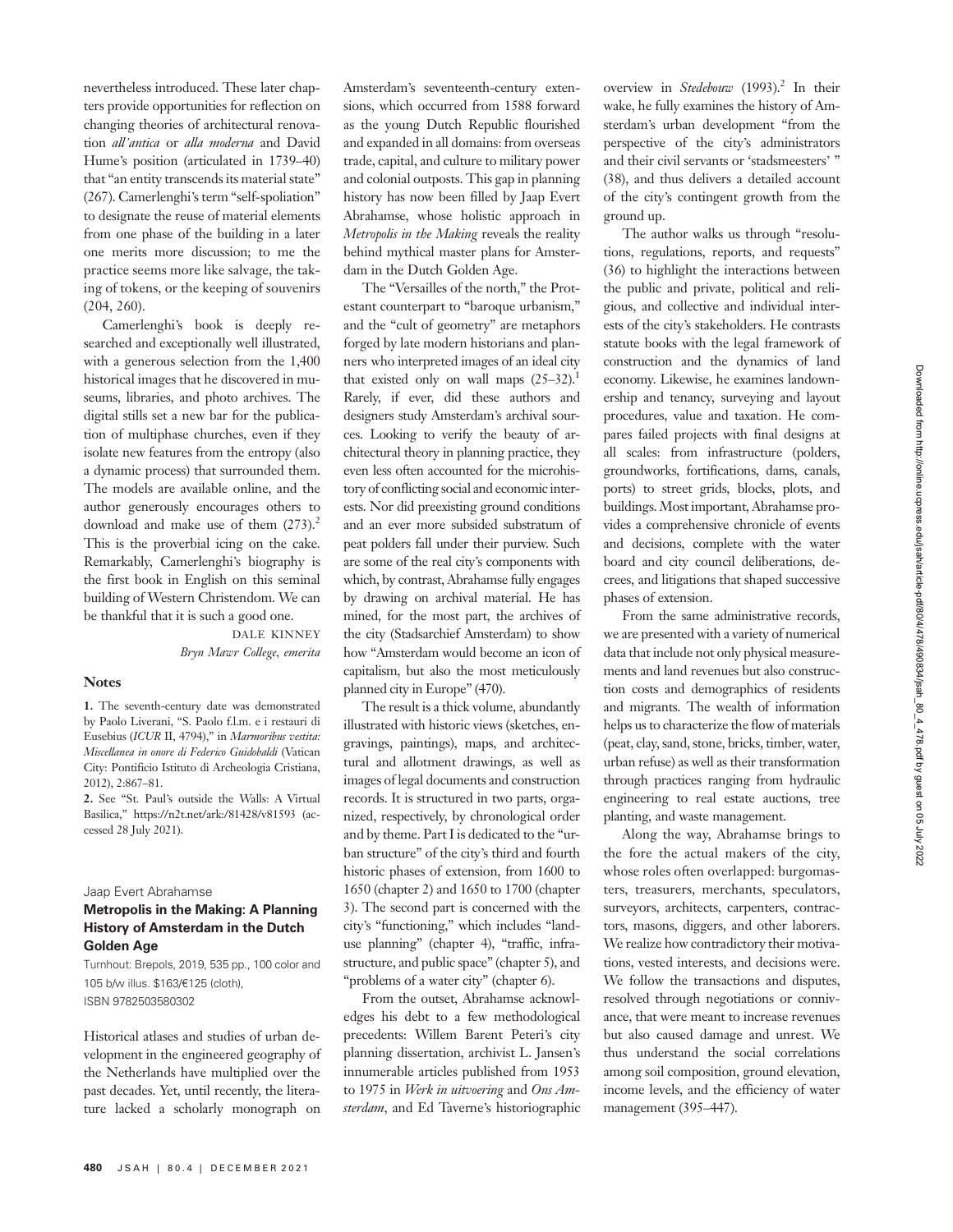nevertheless introduced. These later chapters provide opportunities for reflection on changing theories of architectural renovation *all'antica* or *alla moderna* and David Hume's position (articulated in 1739–40) that "an entity transcends its material state" (267). Camerlenghi's term "self-spoliation" to designate the reuse of material elements from one phase of the building in a later one merits more discussion; to me the practice seems more like salvage, the taking of tokens, or the keeping of souvenirs (204, 260).

Camerlenghi's book is deeply researched and exceptionally well illustrated, with a generous selection from the 1,400 historical images that he discovered in museums, libraries, and photo archives. The digital stills set a new bar for the publication of multiphase churches, even if they isolate new features from the entropy (also a dynamic process) that surrounded them. The models are available online, and the author generously encourages others to download and make use of them (273).[2] This is the proverbial icing on the cake. Remarkably, Camerlenghi's biography is the first book in English on this seminal building of Western Christendom. We can be thankful that it is such a good one.

DALE KINNEY
*Bryn Mawr College, emerita*

## Notes

1. The seventh-century date was demonstrated by Paolo Liverani, "S. Paolo f.l.m. e i restauri di Eusebius (*ICUR* II, 4794)," in *Marmoribus vestita: Miscellanea in onore di Federico Guidobaldi* (Vatican City: Pontificio Istituto di Archeologia Cristiana, 2012), 2:867–81.

2. See "St. Paul's outside the Walls: A Virtual Basilica," https://n2t.net/ark:/81428/v81593 (accessed 28 July 2021).

Jaap Evert Abrahamse

## Metropolis in the Making: A Planning History of Amsterdam in the Dutch Golden Age

Turnhout: Brepols, 2019, 535 pp., 100 color and 105 b/w illus. $163/€125 (cloth), ISBN 9782503580302

Historical atlases and studies of urban development in the engineered geography of the Netherlands have multiplied over the past decades. Yet, until recently, the literature lacked a scholarly monograph on Amsterdam's seventeenth-century extensions, which occurred from 1588 forward as the young Dutch Republic flourished and expanded in all domains: from overseas trade, capital, and culture to military power and colonial outposts. This gap in planning history has now been filled by Jaap Evert Abrahamse, whose holistic approach in *Metropolis in the Making* reveals the reality behind mythical master plans for Amsterdam in the Dutch Golden Age.

The "Versailles of the north," the Protestant counterpart to "baroque urbanism," and the "cult of geometry" are metaphors forged by late modern historians and planners who interpreted images of an ideal city that existed only on wall maps (25–32).[1] Rarely, if ever, did these authors and designers study Amsterdam's archival sources. Looking to verify the beauty of architectural theory in planning practice, they even less often accounted for the microhistory of conflicting social and economic interests. Nor did preexisting ground conditions and an ever more subsided substratum of peat polders fall under their purview. Such are some of the real city's components with which, by contrast, Abrahamse fully engages by drawing on archival material. He has mined, for the most part, the archives of the city (Stadsarchief Amsterdam) to show how "Amsterdam would become an icon of capitalism, but also the most meticulously planned city in Europe" (470).

The result is a thick volume, abundantly illustrated with historic views (sketches, engravings, paintings), maps, and architectural and allotment drawings, as well as images of legal documents and construction records. It is structured in two parts, organized, respectively, by chronological order and by theme. Part I is dedicated to the "urban structure" of the city's third and fourth historic phases of extension, from 1600 to 1650 (chapter 2) and 1650 to 1700 (chapter 3). The second part is concerned with the city's "functioning," which includes "land-use planning" (chapter 4), "traffic, infrastructure, and public space" (chapter 5), and "problems of a water city" (chapter 6).

From the outset, Abrahamse acknowledges his debt to a few methodological precedents: Willem Barent Peteri's city planning dissertation, archivist L. Jansen's innumerable articles published from 1953 to 1975 in *Werk in uitvoering* and *Ons Amsterdam*, and Ed Taverne's historiographic overview in *Stedebouw* (1993).[2] In their wake, he fully examines the history of Amsterdam's urban development "from the perspective of the city's administrators and their civil servants or 'stadsmeesters' " (38), and thus delivers a detailed account of the city's contingent growth from the ground up.

The author walks us through "resolutions, regulations, reports, and requests" (36) to highlight the interactions between the public and private, political and religious, and collective and individual interests of the city's stakeholders. He contrasts statute books with the legal framework of construction and the dynamics of land economy. Likewise, he examines landownership and tenancy, surveying and layout procedures, value and taxation. He compares failed projects with final designs at all scales: from infrastructure (polders, groundworks, fortifications, dams, canals, ports) to street grids, blocks, plots, and buildings. Most important, Abrahamse provides a comprehensive chronicle of events and decisions, complete with the water board and city council deliberations, decrees, and litigations that shaped successive phases of extension.

From the same administrative records, we are presented with a variety of numerical data that include not only physical measurements and land revenues but also construction costs and demographics of residents and migrants. The wealth of information helps us to characterize the flow of materials (peat, clay, sand, stone, bricks, timber, water, urban refuse) as well as their transformation through practices ranging from hydraulic engineering to real estate auctions, tree planting, and waste management.

Along the way, Abrahamse brings to the fore the actual makers of the city, whose roles often overlapped: burgomasters, treasurers, merchants, speculators, surveyors, architects, carpenters, contractors, masons, diggers, and other laborers. We realize how contradictory their motivations, vested interests, and decisions were. We follow the transactions and disputes, resolved through negotiations or connivance, that were meant to increase revenues but also caused damage and unrest. We thus understand the social correlations among soil composition, ground elevation, income levels, and the efficiency of water management (395–447).